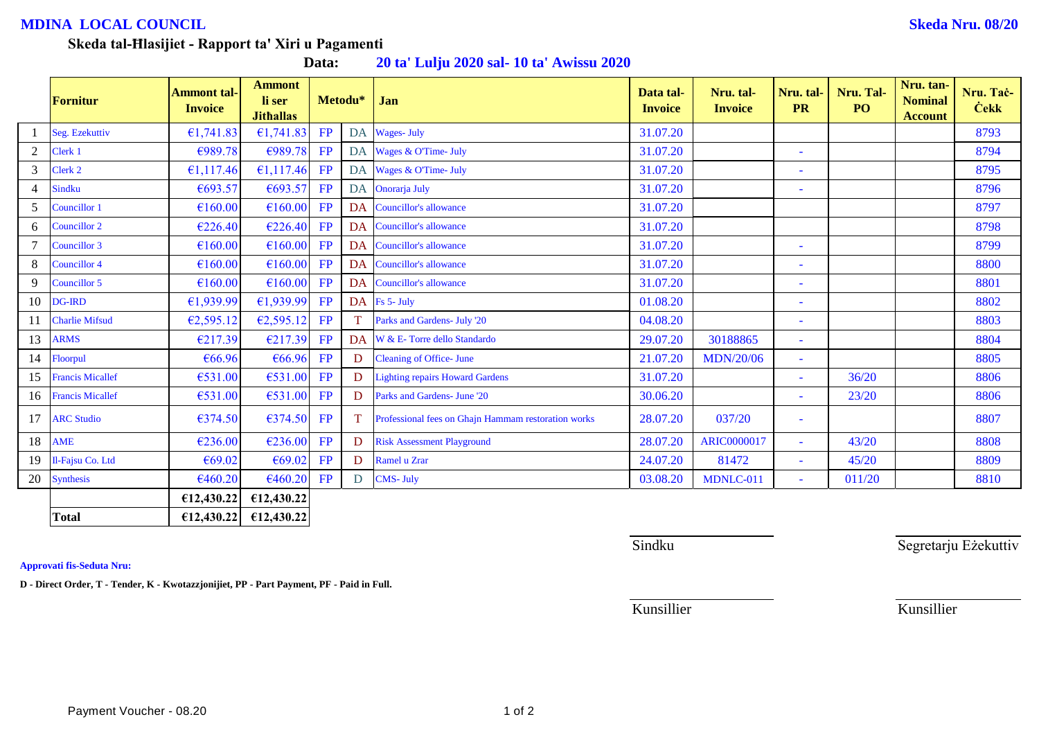**MDINA LOCAL COUNCIL** **Skeda Nru. 08/20**

**Skeda tal-Ħlasijiet - Rapport ta' Xiri u Pagamenti**

**Data: 20 ta' Lulju 2020 sal- 10 ta' Awissu 2020**

| | Fornitur | Ammont tal-Invoice | Ammont li ser Jithallas | Metodu* | | Jan | Data tal-Invoice | Nru. tal-Invoice | Nru. tal-PR | Nru. Tal-PO | Nru. tan-Nominal Account | Nru. Taċ-Ċekk |
|---|---|---|---|---|---|---|---|---|---|---|---|---|
| 1 | Seg. Ezekuttiv | €1,741.83 | €1,741.83 | FP | DA | Wages- July | 31.07.20 | | | | | 8793 |
| 2 | Clerk 1 | €989.78 | €989.78 | FP | DA | Wages & O'Time- July | 31.07.20 | | - | | | 8794 |
| 3 | Clerk 2 | €1,117.46 | €1,117.46 | FP | DA | Wages & O'Time- July | 31.07.20 | | - | | | 8795 |
| 4 | Sindku | €693.57 | €693.57 | FP | DA | Onorarja July | 31.07.20 | | - | | | 8796 |
| 5 | Councillor 1 | €160.00 | €160.00 | FP | DA | Councillor's allowance | 31.07.20 | | | | | 8797 |
| 6 | Councillor 2 | €226.40 | €226.40 | FP | DA | Councillor's allowance | 31.07.20 | | | | | 8798 |
| 7 | Councillor 3 | €160.00 | €160.00 | FP | DA | Councillor's allowance | 31.07.20 | | - | | | 8799 |
| 8 | Councillor 4 | €160.00 | €160.00 | FP | DA | Councillor's allowance | 31.07.20 | | - | | | 8800 |
| 9 | Councillor 5 | €160.00 | €160.00 | FP | DA | Councillor's allowance | 31.07.20 | | - | | | 8801 |
| 10 | DG-IRD | €1,939.99 | €1,939.99 | FP | DA | Fs 5- July | 01.08.20 | | - | | | 8802 |
| 11 | Charlie Mifsud | €2,595.12 | €2,595.12 | FP | T | Parks and Gardens- July '20 | 04.08.20 | | - | | | 8803 |
| 13 | ARMS | €217.39 | €217.39 | FP | DA | W & E- Torre dello Standardo | 29.07.20 | 30188865 | - | | | 8804 |
| 14 | Floorpul | €66.96 | €66.96 | FP | D | Cleaning of Office- June | 21.07.20 | MDN/20/06 | - | | | 8805 |
| 15 | Francis Micallef | €531.00 | €531.00 | FP | D | Lighting repairs Howard Gardens | 31.07.20 | | - | 36/20 | | 8806 |
| 16 | Francis Micallef | €531.00 | €531.00 | FP | D | Parks and Gardens- June '20 | 30.06.20 | | - | 23/20 | | 8806 |
| 17 | ARC Studio | €374.50 | €374.50 | FP | T | Professional fees on Ghajn Hammam restoration works | 28.07.20 | 037/20 | - | | | 8807 |
| 18 | AME | €236.00 | €236.00 | FP | D | Risk Assessment Playground | 28.07.20 | ARIC0000017 | - | 43/20 | | 8808 |
| 19 | Il-Fajsu Co. Ltd | €69.02 | €69.02 | FP | D | Ramel u Zrar | 24.07.20 | 81472 | - | 45/20 | | 8809 |
| 20 | Synthesis | €460.20 | €460.20 | FP | D | CMS- July | 03.08.20 | MDNLC-011 | - | 011/20 | | 8810 |
| | | €12,430.22 | €12,430.22 | | | | | | | | | |
| | **Total** | **€12,430.22** | **€12,430.22** | | | | | | | | | |

Sindku

Segretarju Eżekuttiv

**Approvati fis-Seduta Nru:**

**D - Direct Order, T - Tender, K - Kwotazzjonijiet, PP - Part Payment, PF - Paid in Full.**

Kunsillier

Kunsillier

Payment Voucher - 08.20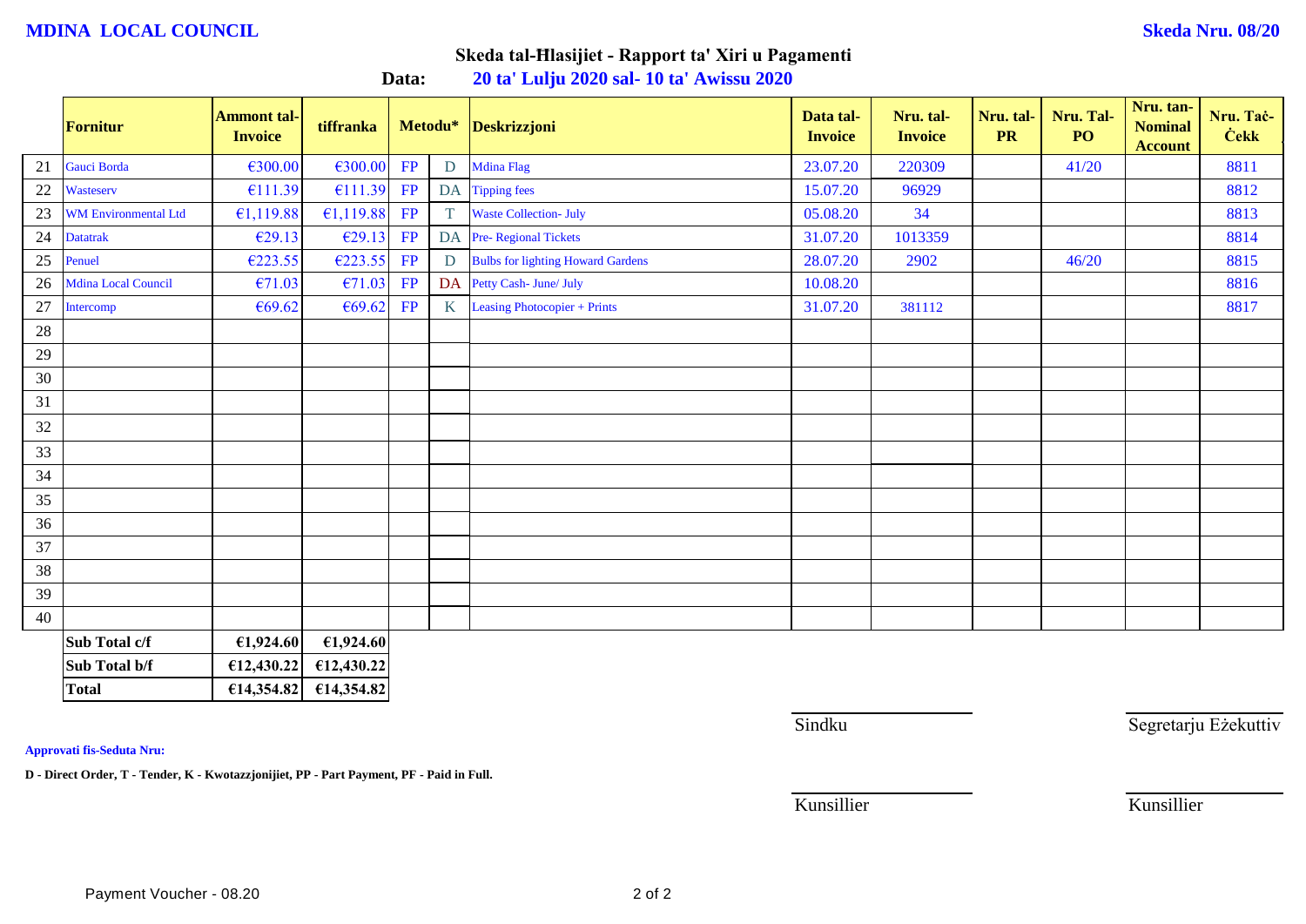**MDINA LOCAL COUNCIL** **Skeda Nru. 08/20**

## Skeda tal-Ħlasijiet - Rapport ta' Xiri u Pagamenti

**Data:** **20 ta' Lulju 2020 sal- 10 ta' Awissu 2020**

| | Fornitur | Ammont tal-Invoice | tiffranka | Metodu* | | Deskrizzjoni | Data tal-Invoice | Nru. tal-Invoice | Nru. tal-PR | Nru. Tal-PO | Nru. tan-Nominal Account | Nru. Taċ-Ċekk |
|---|---|---|---|---|---|---|---|---|---|---|---|---|
| 21 | Gauci Borda | €300.00 | €300.00 | FP | D | Mdina Flag | 23.07.20 | 220309 | | 41/20 | | 8811 |
| 22 | Wasteserv | €111.39 | €111.39 | FP | DA | Tipping fees | 15.07.20 | 96929 | | | | 8812 |
| 23 | WM Environmental Ltd | €1,119.88 | €1,119.88 | FP | T | Waste Collection- July | 05.08.20 | 34 | | | | 8813 |
| 24 | Datatrak | €29.13 | €29.13 | FP | DA | Pre- Regional Tickets | 31.07.20 | 1013359 | | | | 8814 |
| 25 | Penuel | €223.55 | €223.55 | FP | D | Bulbs for lighting Howard Gardens | 28.07.20 | 2902 | | 46/20 | | 8815 |
| 26 | Mdina Local Council | €71.03 | €71.03 | FP | DA | Petty Cash- June/ July | 10.08.20 | | | | | 8816 |
| 27 | Intercomp | €69.62 | €69.62 | FP | K | Leasing Photocopier + Prints | 31.07.20 | 381112 | | | | 8817 |
| 28 | | | | | | | | | | | | |
| 29 | | | | | | | | | | | | |
| 30 | | | | | | | | | | | | |
| 31 | | | | | | | | | | | | |
| 32 | | | | | | | | | | | | |
| 33 | | | | | | | | | | | | |
| 34 | | | | | | | | | | | | |
| 35 | | | | | | | | | | | | |
| 36 | | | | | | | | | | | | |
| 37 | | | | | | | | | | | | |
| 38 | | | | | | | | | | | | |
| 39 | | | | | | | | | | | | |
| 40 | | | | | | | | | | | | |
| | **Sub Total c/f** | **€1,924.60** | **€1,924.60** | | | | | | | | | |
| | **Sub Total b/f** | **€12,430.22** | **€12,430.22** | | | | | | | | | |
| | **Total** | **€14,354.82** | **€14,354.82** | | | | | | | | | |

Sindku

Segretarju Eżekuttiv

Kunsillier

Kunsillier

**Approvati fis-Seduta Nru:**

**D - Direct Order, T - Tender, K - Kwotazzjonijiet, PP - Part Payment, PF - Paid in Full.**

Payment Voucher - 08.20